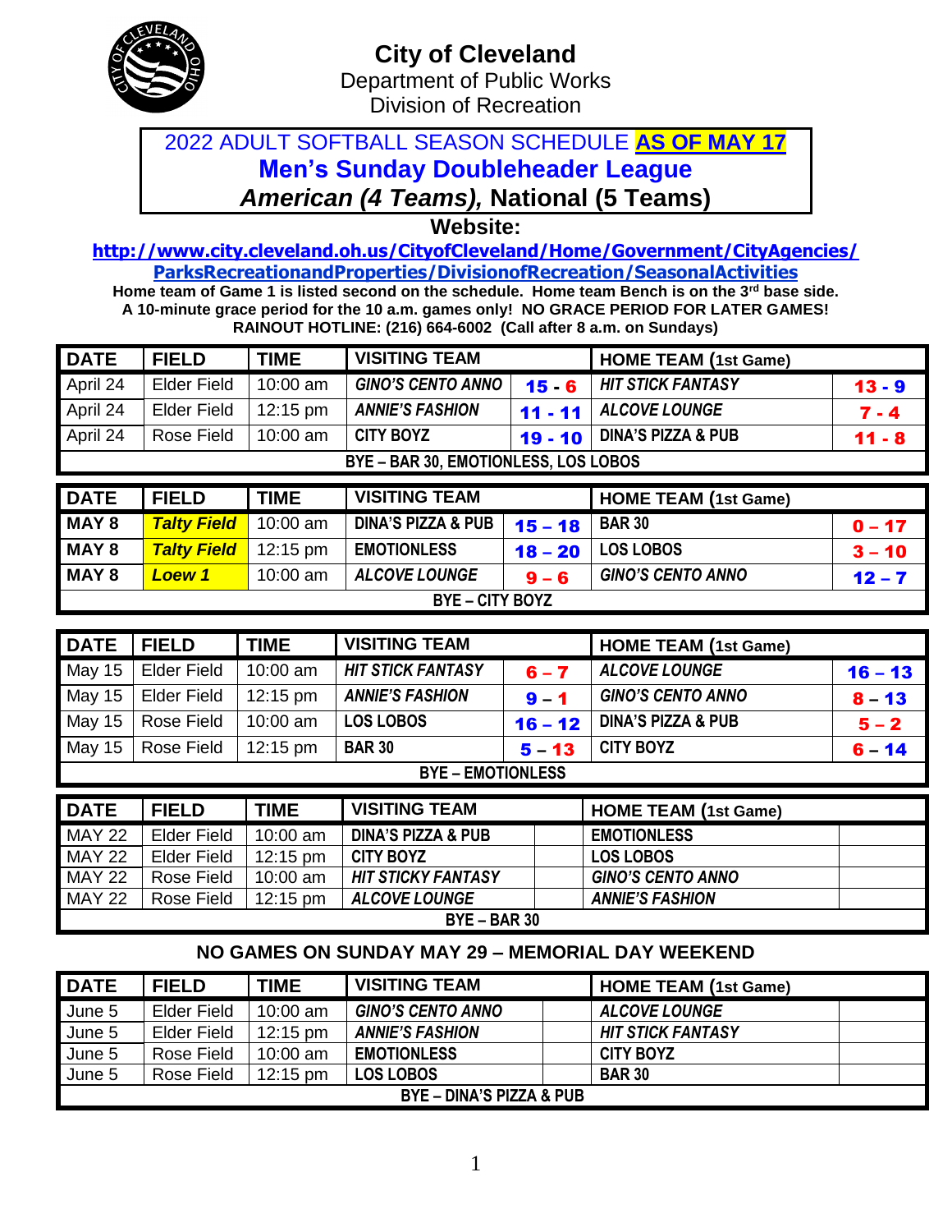# City of Cleveland

Department of Public Works

Division of Recreation

## 2022 ADULT SOFTBALL SEASON SCHEDULE **AS OF MAY 17**

## Men's Sunday Doubleheader League

### *American (4 Teams),* National (5 Teams)

**Website:**

**http://www.city.cleveland.oh.us/CityofCleveland/Home/Government/CityAgencies/ParksRecreationandProperties/DivisionofRecreation/SeasonalActivities**

**Home team of Game 1 is listed second on the schedule. Home team Bench is on the 3rd base side.**
**A 10-minute grace period for the 10 a.m. games only! NO GRACE PERIOD FOR LATER GAMES!**
**RAINOUT HOTLINE: (216) 664-6002 (Call after 8 a.m. on Sundays)**

| DATE | FIELD | TIME | VISITING TEAM | | HOME TEAM (1st Game) | |
|---|---|---|---|---|---|---|
| April 24 | Elder Field | 10:00 am | *GINO'S CENTO ANNO* | 15 - 6 | *HIT STICK FANTASY* | 13 - 9 |
| April 24 | Elder Field | 12:15 pm | *ANNIE'S FASHION* | 11 - 11 | *ALCOVE LOUNGE* | 7 - 4 |
| April 24 | Rose Field | 10:00 am | CITY BOYZ | 19 - 10 | DINA'S PIZZA & PUB | 11 - 8 |
| BYE – BAR 30, EMOTIONLESS, LOS LOBOS | | | | | | |

| DATE | FIELD | TIME | VISITING TEAM | | HOME TEAM (1st Game) | |
|---|---|---|---|---|---|---|
| MAY 8 | *Talty Field* | 10:00 am | DINA'S PIZZA & PUB | 15 – 18 | BAR 30 | 0 – 17 |
| MAY 8 | *Talty Field* | 12:15 pm | EMOTIONLESS | 18 – 20 | LOS LOBOS | 3 – 10 |
| MAY 8 | *Loew 1* | 10:00 am | *ALCOVE LOUNGE* | 9 – 6 | *GINO'S CENTO ANNO* | 12 – 7 |
| BYE – CITY BOYZ | | | | | | |

| DATE | FIELD | TIME | VISITING TEAM | | HOME TEAM (1st Game) | |
|---|---|---|---|---|---|---|
| May 15 | Elder Field | 10:00 am | *HIT STICK FANTASY* | 6 – 7 | *ALCOVE LOUNGE* | 16 – 13 |
| May 15 | Elder Field | 12:15 pm | *ANNIE'S FASHION* | 9 – 1 | *GINO'S CENTO ANNO* | 8 – 13 |
| May 15 | Rose Field | 10:00 am | LOS LOBOS | 16 – 12 | DINA'S PIZZA & PUB | 5 – 2 |
| May 15 | Rose Field | 12:15 pm | BAR 30 | 5 – 13 | CITY BOYZ | 6 – 14 |
| BYE – EMOTIONLESS | | | | | | |

| DATE | FIELD | TIME | VISITING TEAM | | HOME TEAM (1st Game) | |
|---|---|---|---|---|---|---|
| MAY 22 | Elder Field | 10:00 am | DINA'S PIZZA & PUB | | EMOTIONLESS | |
| MAY 22 | Elder Field | 12:15 pm | CITY BOYZ | | LOS LOBOS | |
| MAY 22 | Rose Field | 10:00 am | *HIT STICKY FANTASY* | | *GINO'S CENTO ANNO* | |
| MAY 22 | Rose Field | 12:15 pm | *ALCOVE LOUNGE* | | *ANNIE'S FASHION* | |
| BYE – BAR 30 | | | | | | |

**NO GAMES ON SUNDAY MAY 29 – MEMORIAL DAY WEEKEND**

| DATE | FIELD | TIME | VISITING TEAM | | HOME TEAM (1st Game) | |
|---|---|---|---|---|---|---|
| June 5 | Elder Field | 10:00 am | *GINO'S CENTO ANNO* | | *ALCOVE LOUNGE* | |
| June 5 | Elder Field | 12:15 pm | *ANNIE'S FASHION* | | *HIT STICK FANTASY* | |
| June 5 | Rose Field | 10:00 am | EMOTIONLESS | | CITY BOYZ | |
| June 5 | Rose Field | 12:15 pm | LOS LOBOS | | BAR 30 | |
| BYE – DINA'S PIZZA & PUB | | | | | | |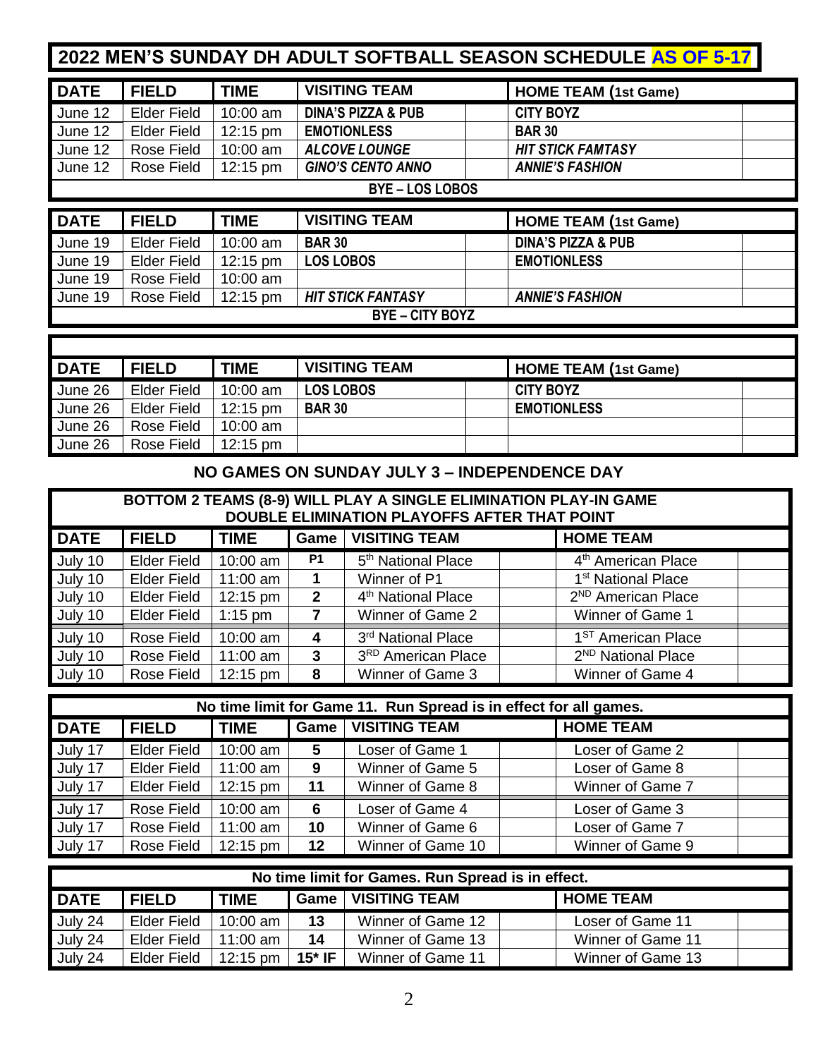# 2022 MEN'S SUNDAY DH ADULT SOFTBALL SEASON SCHEDULE AS OF 5-17

| DATE | FIELD | TIME | VISITING TEAM | | HOME TEAM (1st Game) | |
|---|---|---|---|---|---|---|
| June 12 | Elder Field | 10:00 am | **DINA'S PIZZA & PUB** | | **CITY BOYZ** | |
| June 12 | Elder Field | 12:15 pm | **EMOTIONLESS** | | **BAR 30** | |
| June 12 | Rose Field | 10:00 am | ***ALCOVE LOUNGE*** | | ***HIT STICK FAMTASY*** | |
| June 12 | Rose Field | 12:15 pm | ***GINO'S CENTO ANNO*** | | ***ANNIE'S FASHION*** | |
| | | | **BYE – LOS LOBOS** | | | |

| DATE | FIELD | TIME | VISITING TEAM | | HOME TEAM (1st Game) | |
|---|---|---|---|---|---|---|
| June 19 | Elder Field | 10:00 am | **BAR 30** | | **DINA'S PIZZA & PUB** | |
| June 19 | Elder Field | 12:15 pm | **LOS LOBOS** | | **EMOTIONLESS** | |
| June 19 | Rose Field | 10:00 am | | | | |
| June 19 | Rose Field | 12:15 pm | ***HIT STICK FANTASY*** | | ***ANNIE'S FASHION*** | |
| | | | **BYE – CITY BOYZ** | | | |

| DATE | FIELD | TIME | VISITING TEAM | | HOME TEAM (1st Game) | |
|---|---|---|---|---|---|---|
| June 26 | Elder Field | 10:00 am | **LOS LOBOS** | | **CITY BOYZ** | |
| June 26 | Elder Field | 12:15 pm | **BAR 30** | | **EMOTIONLESS** | |
| June 26 | Rose Field | 10:00 am | | | | |
| June 26 | Rose Field | 12:15 pm | | | | |

**NO GAMES ON SUNDAY JULY 3 – INDEPENDENCE DAY**

**BOTTOM 2 TEAMS (8-9) WILL PLAY A SINGLE ELIMINATION PLAY-IN GAME**
**DOUBLE ELIMINATION PLAYOFFS AFTER THAT POINT**

| DATE | FIELD | TIME | Game | VISITING TEAM | | HOME TEAM | |
|---|---|---|---|---|---|---|---|
| July 10 | Elder Field | 10:00 am | P1 | 5th National Place | | 4th American Place | |
| July 10 | Elder Field | 11:00 am | 1 | Winner of P1 | | 1st National Place | |
| July 10 | Elder Field | 12:15 pm | 2 | 4th National Place | | 2ND American Place | |
| July 10 | Elder Field | 1:15 pm | 7 | Winner of Game 2 | | Winner of Game 1 | |
| July 10 | Rose Field | 10:00 am | 4 | 3rd National Place | | 1ST American Place | |
| July 10 | Rose Field | 11:00 am | 3 | 3RD American Place | | 2ND National Place | |
| July 10 | Rose Field | 12:15 pm | 8 | Winner of Game 3 | | Winner of Game 4 | |

**No time limit for Game 11. Run Spread is in effect for all games.**

| DATE | FIELD | TIME | Game | VISITING TEAM | | HOME TEAM | |
|---|---|---|---|---|---|---|---|
| July 17 | Elder Field | 10:00 am | 5 | Loser of Game 1 | | Loser of Game 2 | |
| July 17 | Elder Field | 11:00 am | 9 | Winner of Game 5 | | Loser of Game 8 | |
| July 17 | Elder Field | 12:15 pm | 11 | Winner of Game 8 | | Winner of Game 7 | |
| July 17 | Rose Field | 10:00 am | 6 | Loser of Game 4 | | Loser of Game 3 | |
| July 17 | Rose Field | 11:00 am | 10 | Winner of Game 6 | | Loser of Game 7 | |
| July 17 | Rose Field | 12:15 pm | 12 | Winner of Game 10 | | Winner of Game 9 | |

**No time limit for Games. Run Spread is in effect.**

| DATE | FIELD | TIME | Game | VISITING TEAM | | HOME TEAM | |
|---|---|---|---|---|---|---|---|
| July 24 | Elder Field | 10:00 am | 13 | Winner of Game 12 | | Loser of Game 11 | |
| July 24 | Elder Field | 11:00 am | 14 | Winner of Game 13 | | Winner of Game 11 | |
| July 24 | Elder Field | 12:15 pm | 15* IF | Winner of Game 11 | | Winner of Game 13 | |